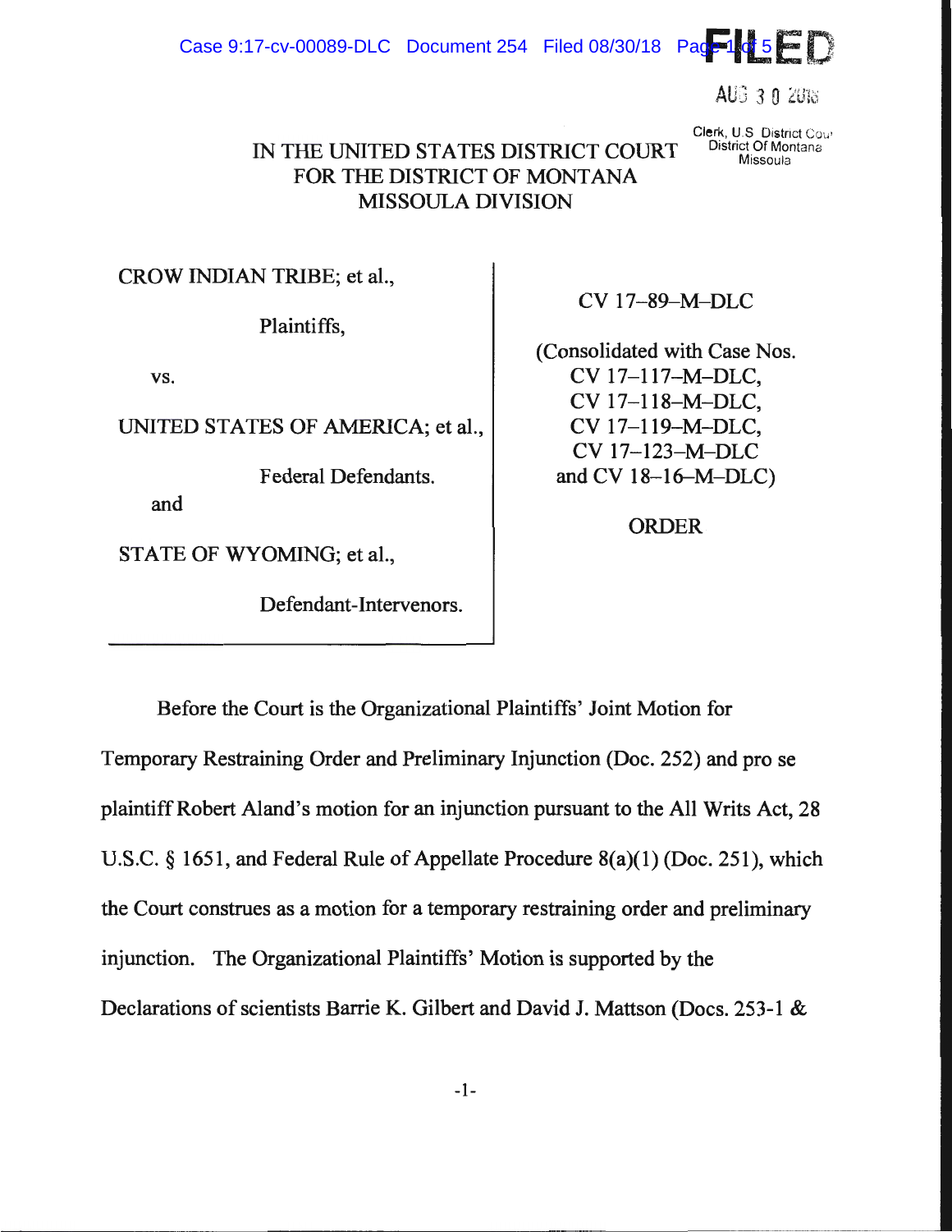FILED

AUG 30 2018

Clerk, U.S. District Court
District Of Montana
Missoula

IN THE UNITED STATES DISTRICT COURT
FOR THE DISTRICT OF MONTANA
MISSOULA DIVISION

CROW INDIAN TRIBE; et al.,

Plaintiffs,

vs.

UNITED STATES OF AMERICA; et al.,

Federal Defendants.

and

STATE OF WYOMING; et al.,

Defendant-Intervenors.

CV 17–89–M–DLC

(Consolidated with Case Nos.
CV 17–117–M–DLC,
CV 17–118–M–DLC,
CV 17–119–M–DLC,
CV 17–123–M–DLC
and CV 18–16–M–DLC)

ORDER

Before the Court is the Organizational Plaintiffs' Joint Motion for Temporary Restraining Order and Preliminary Injunction (Doc. 252) and pro se plaintiff Robert Aland's motion for an injunction pursuant to the All Writs Act, 28 U.S.C. § 1651, and Federal Rule of Appellate Procedure 8(a)(1) (Doc. 251), which the Court construes as a motion for a temporary restraining order and preliminary injunction. The Organizational Plaintiffs' Motion is supported by the Declarations of scientists Barrie K. Gilbert and David J. Mattson (Docs. 253-1 &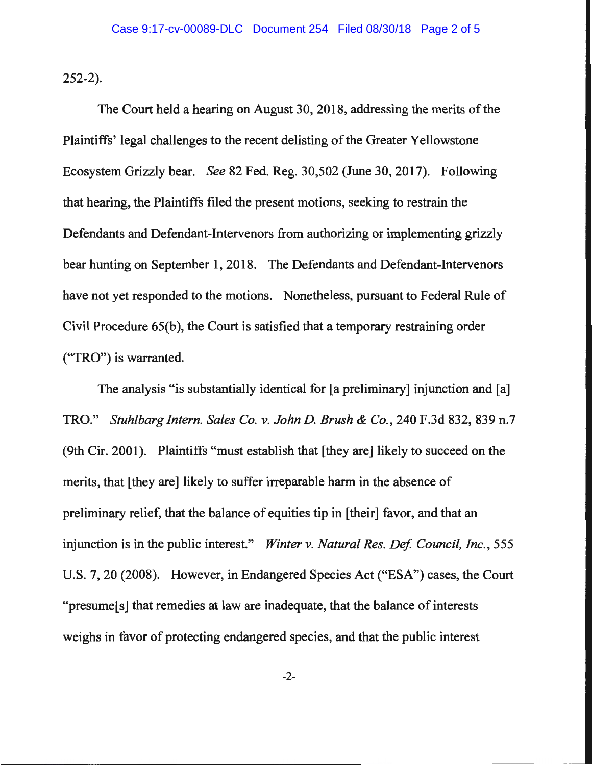252-2).

The Court held a hearing on August 30, 2018, addressing the merits of the Plaintiffs' legal challenges to the recent delisting of the Greater Yellowstone Ecosystem Grizzly bear. *See* 82 Fed. Reg. 30,502 (June 30, 2017). Following that hearing, the Plaintiffs filed the present motions, seeking to restrain the Defendants and Defendant-Intervenors from authorizing or implementing grizzly bear hunting on September 1, 2018. The Defendants and Defendant-Intervenors have not yet responded to the motions. Nonetheless, pursuant to Federal Rule of Civil Procedure 65(b), the Court is satisfied that a temporary restraining order ("TRO") is warranted.

The analysis "is substantially identical for [a preliminary] injunction and [a] TRO." *Stuhlbarg Intern. Sales Co. v. John D. Brush & Co.*, 240 F.3d 832, 839 n.7 (9th Cir. 2001). Plaintiffs "must establish that [they are] likely to succeed on the merits, that [they are] likely to suffer irreparable harm in the absence of preliminary relief, that the balance of equities tip in [their] favor, and that an injunction is in the public interest." *Winter v. Natural Res. Def. Council, Inc.*, 555 U.S. 7, 20 (2008). However, in Endangered Species Act ("ESA") cases, the Court "presume[s] that remedies at law are inadequate, that the balance of interests weighs in favor of protecting endangered species, and that the public interest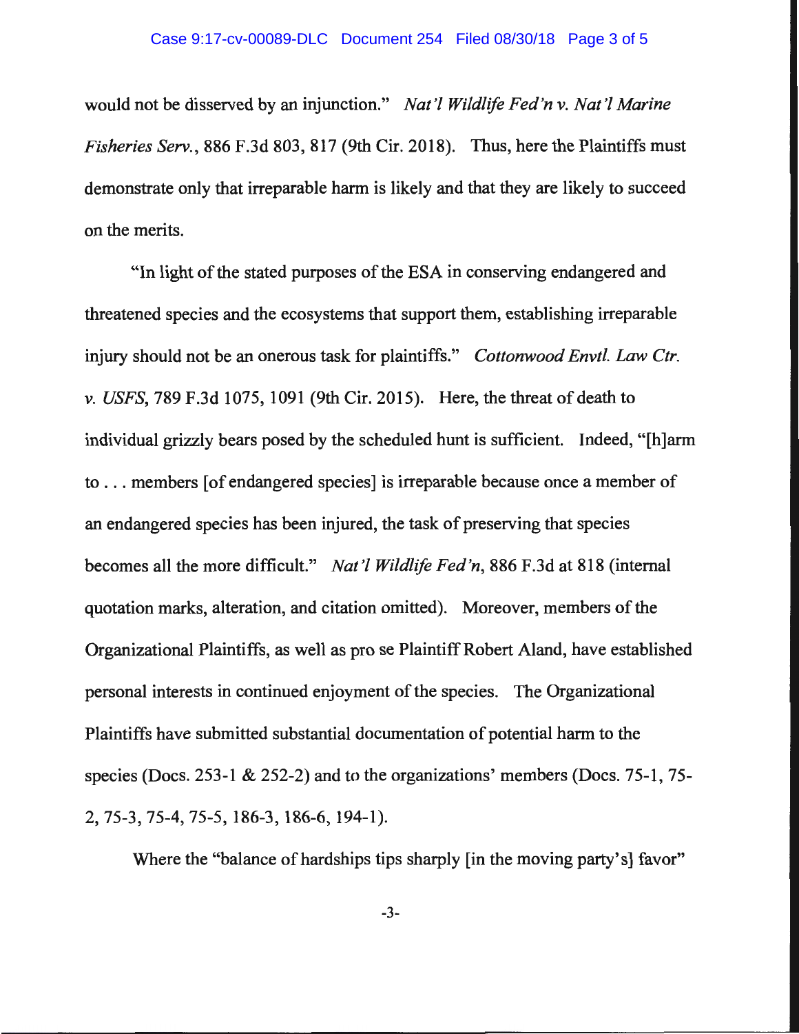would not be disserved by an injunction." *Nat'l Wildlife Fed'n v. Nat'l Marine Fisheries Serv.*, 886 F.3d 803, 817 (9th Cir. 2018). Thus, here the Plaintiffs must demonstrate only that irreparable harm is likely and that they are likely to succeed on the merits.

"In light of the stated purposes of the ESA in conserving endangered and threatened species and the ecosystems that support them, establishing irreparable injury should not be an onerous task for plaintiffs." *Cottonwood Envtl. Law Ctr. v. USFS*, 789 F.3d 1075, 1091 (9th Cir. 2015). Here, the threat of death to individual grizzly bears posed by the scheduled hunt is sufficient. Indeed, "[h]arm to . . . members [of endangered species] is irreparable because once a member of an endangered species has been injured, the task of preserving that species becomes all the more difficult." *Nat'l Wildlife Fed'n*, 886 F.3d at 818 (internal quotation marks, alteration, and citation omitted). Moreover, members of the Organizational Plaintiffs, as well as pro se Plaintiff Robert Aland, have established personal interests in continued enjoyment of the species. The Organizational Plaintiffs have submitted substantial documentation of potential harm to the species (Docs. 253-1 & 252-2) and to the organizations' members (Docs. 75-1, 75-2, 75-3, 75-4, 75-5, 186-3, 186-6, 194-1).

Where the "balance of hardships tips sharply [in the moving party's] favor"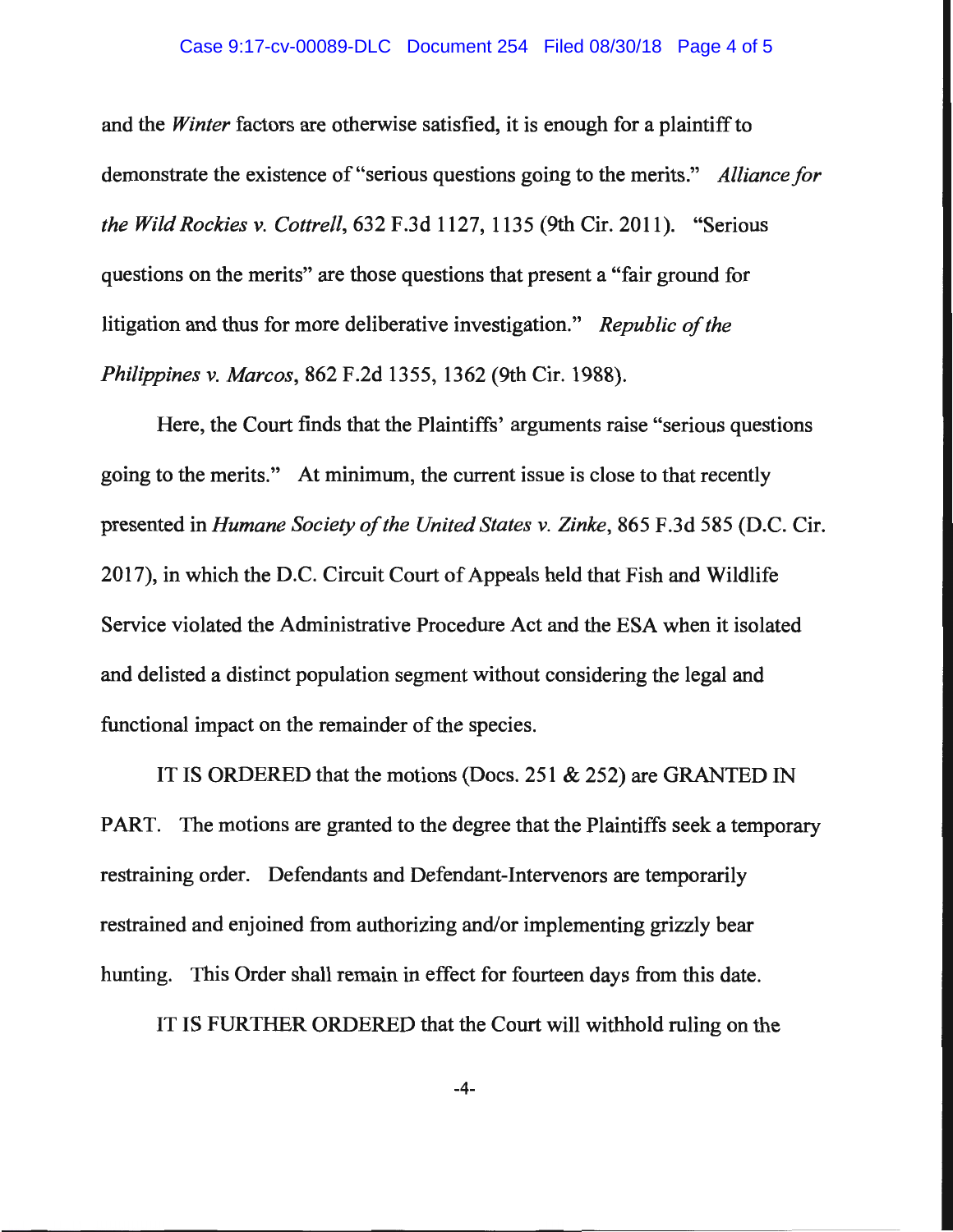and the *Winter* factors are otherwise satisfied, it is enough for a plaintiff to demonstrate the existence of "serious questions going to the merits." *Alliance for the Wild Rockies v. Cottrell*, 632 F.3d 1127, 1135 (9th Cir. 2011). "Serious questions on the merits" are those questions that present a "fair ground for litigation and thus for more deliberative investigation." *Republic of the Philippines v. Marcos*, 862 F.2d 1355, 1362 (9th Cir. 1988).

Here, the Court finds that the Plaintiffs' arguments raise "serious questions going to the merits." At minimum, the current issue is close to that recently presented in *Humane Society of the United States v. Zinke*, 865 F.3d 585 (D.C. Cir. 2017), in which the D.C. Circuit Court of Appeals held that Fish and Wildlife Service violated the Administrative Procedure Act and the ESA when it isolated and delisted a distinct population segment without considering the legal and functional impact on the remainder of the species.

IT IS ORDERED that the motions (Docs. 251 & 252) are GRANTED IN PART. The motions are granted to the degree that the Plaintiffs seek a temporary restraining order. Defendants and Defendant-Intervenors are temporarily restrained and enjoined from authorizing and/or implementing grizzly bear hunting. This Order shall remain in effect for fourteen days from this date.

IT IS FURTHER ORDERED that the Court will withhold ruling on the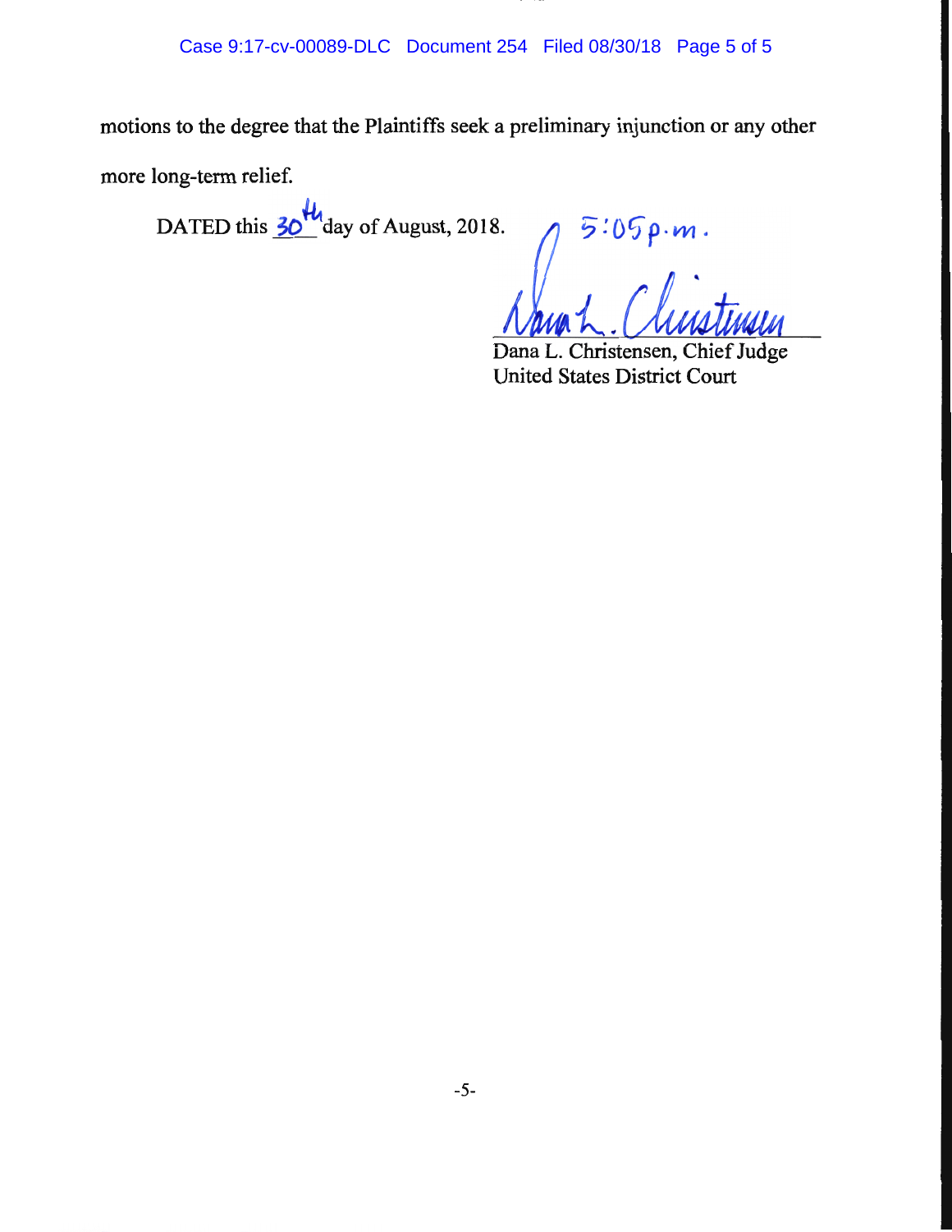motions to the degree that the Plaintiffs seek a preliminary injunction or any other more long-term relief.

DATED this 30th day of August, 2018.

5:05 p.m.

Dana L. Christensen, Chief Judge
United States District Court